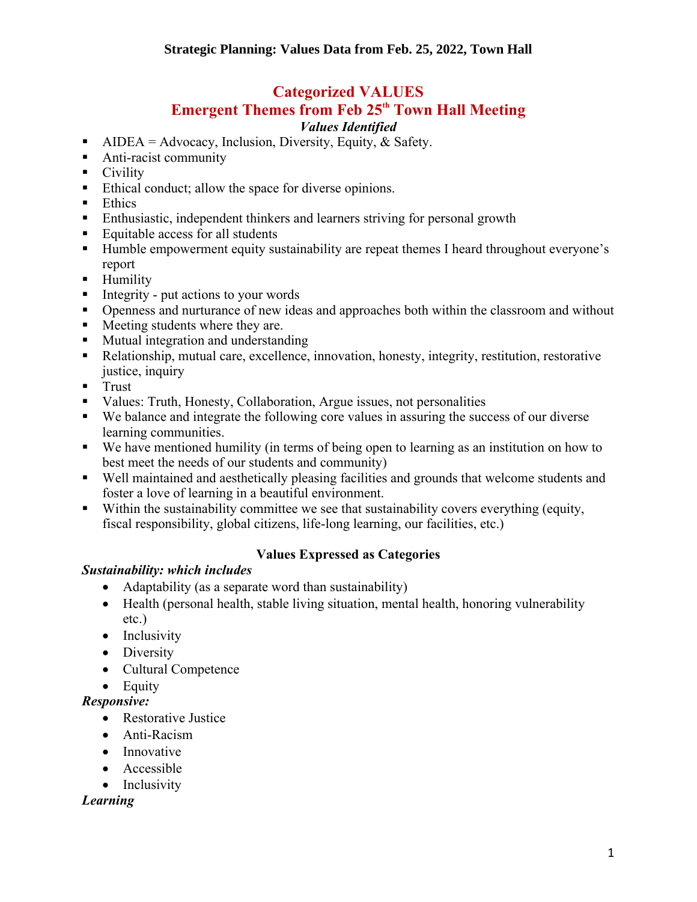# Strategic Planning: Values Data from Feb. 25, 2022, Town Hall

## Categorized VALUES

## Emergent Themes from Feb 25th Town Hall Meeting

***Values Identified***

- AIDEA = Advocacy, Inclusion, Diversity, Equity, & Safety.
- Anti-racist community
- Civility
- Ethical conduct; allow the space for diverse opinions.
- Ethics
- Enthusiastic, independent thinkers and learners striving for personal growth
- Equitable access for all students
- Humble empowerment equity sustainability are repeat themes I heard throughout everyone's report
- Humility
- Integrity - put actions to your words
- Openness and nurturance of new ideas and approaches both within the classroom and without
- Meeting students where they are.
- Mutual integration and understanding
- Relationship, mutual care, excellence, innovation, honesty, integrity, restitution, restorative justice, inquiry
- Trust
- Values: Truth, Honesty, Collaboration, Argue issues, not personalities
- We balance and integrate the following core values in assuring the success of our diverse learning communities.
- We have mentioned humility (in terms of being open to learning as an institution on how to best meet the needs of our students and community)
- Well maintained and aesthetically pleasing facilities and grounds that welcome students and foster a love of learning in a beautiful environment.
- Within the sustainability committee we see that sustainability covers everything (equity, fiscal responsibility, global citizens, life-long learning, our facilities, etc.)

### Values Expressed as Categories

***Sustainability: which includes***

- Adaptability (as a separate word than sustainability)
- Health (personal health, stable living situation, mental health, honoring vulnerability etc.)
- Inclusivity
- Diversity
- Cultural Competence
- Equity

***Responsive:***

- Restorative Justice
- Anti-Racism
- Innovative
- Accessible
- Inclusivity

***Learning***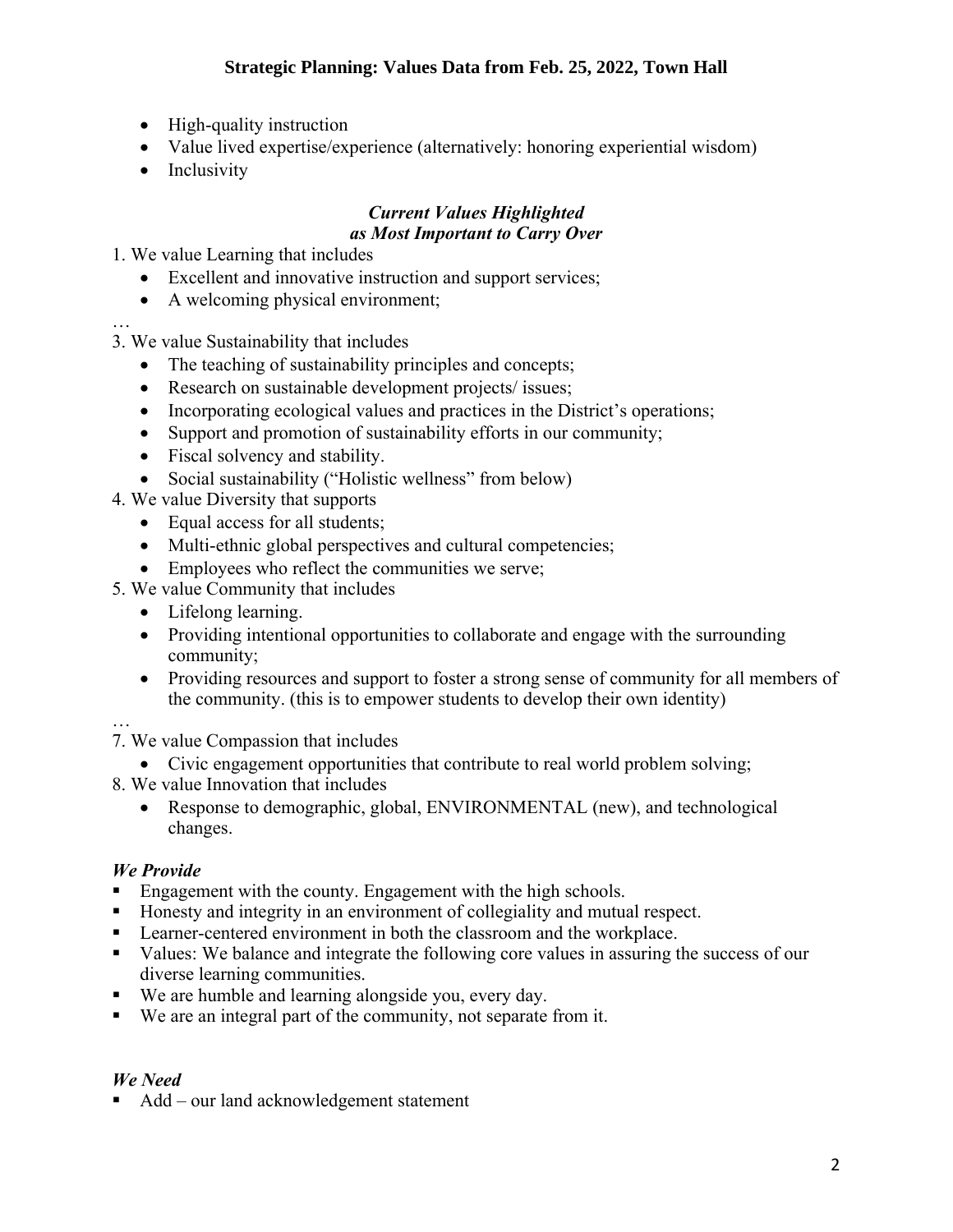- High-quality instruction
- Value lived expertise/experience (alternatively: honoring experiential wisdom)
- Inclusivity

***Current Values Highlighted as Most Important to Carry Over***

1. We value Learning that includes
   - Excellent and innovative instruction and support services;
   - A welcoming physical environment;

…

3. We value Sustainability that includes
   - The teaching of sustainability principles and concepts;
   - Research on sustainable development projects/ issues;
   - Incorporating ecological values and practices in the District's operations;
   - Support and promotion of sustainability efforts in our community;
   - Fiscal solvency and stability.
   - Social sustainability ("Holistic wellness" from below)
4. We value Diversity that supports
   - Equal access for all students;
   - Multi-ethnic global perspectives and cultural competencies;
   - Employees who reflect the communities we serve;
5. We value Community that includes
   - Lifelong learning.
   - Providing intentional opportunities to collaborate and engage with the surrounding community;
   - Providing resources and support to foster a strong sense of community for all members of the community. (this is to empower students to develop their own identity)

…

7. We value Compassion that includes
   - Civic engagement opportunities that contribute to real world problem solving;
8. We value Innovation that includes
   - Response to demographic, global, ENVIRONMENTAL (new), and technological changes.

***We Provide***

- Engagement with the county. Engagement with the high schools.
- Honesty and integrity in an environment of collegiality and mutual respect.
- Learner-centered environment in both the classroom and the workplace.
- Values: We balance and integrate the following core values in assuring the success of our diverse learning communities.
- We are humble and learning alongside you, every day.
- We are an integral part of the community, not separate from it.

***We Need***

- Add – our land acknowledgement statement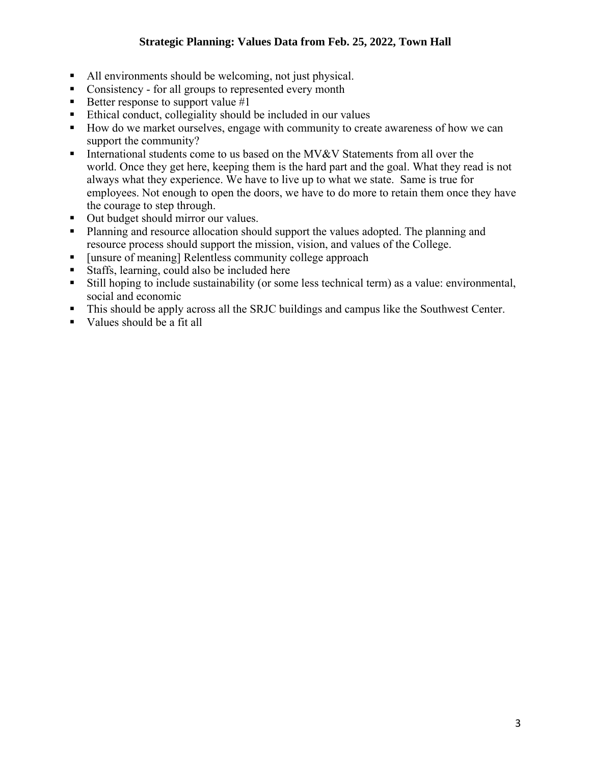# Strategic Planning: Values Data from Feb. 25, 2022, Town Hall

- All environments should be welcoming, not just physical.
- Consistency - for all groups to represented every month
- Better response to support value #1
- Ethical conduct, collegiality should be included in our values
- How do we market ourselves, engage with community to create awareness of how we can support the community?
- International students come to us based on the MV&V Statements from all over the world. Once they get here, keeping them is the hard part and the goal. What they read is not always what they experience. We have to live up to what we state. Same is true for employees. Not enough to open the doors, we have to do more to retain them once they have the courage to step through.
- Out budget should mirror our values.
- Planning and resource allocation should support the values adopted. The planning and resource process should support the mission, vision, and values of the College.
- [unsure of meaning] Relentless community college approach
- Staffs, learning, could also be included here
- Still hoping to include sustainability (or some less technical term) as a value: environmental, social and economic
- This should be apply across all the SRJC buildings and campus like the Southwest Center.
- Values should be a fit all